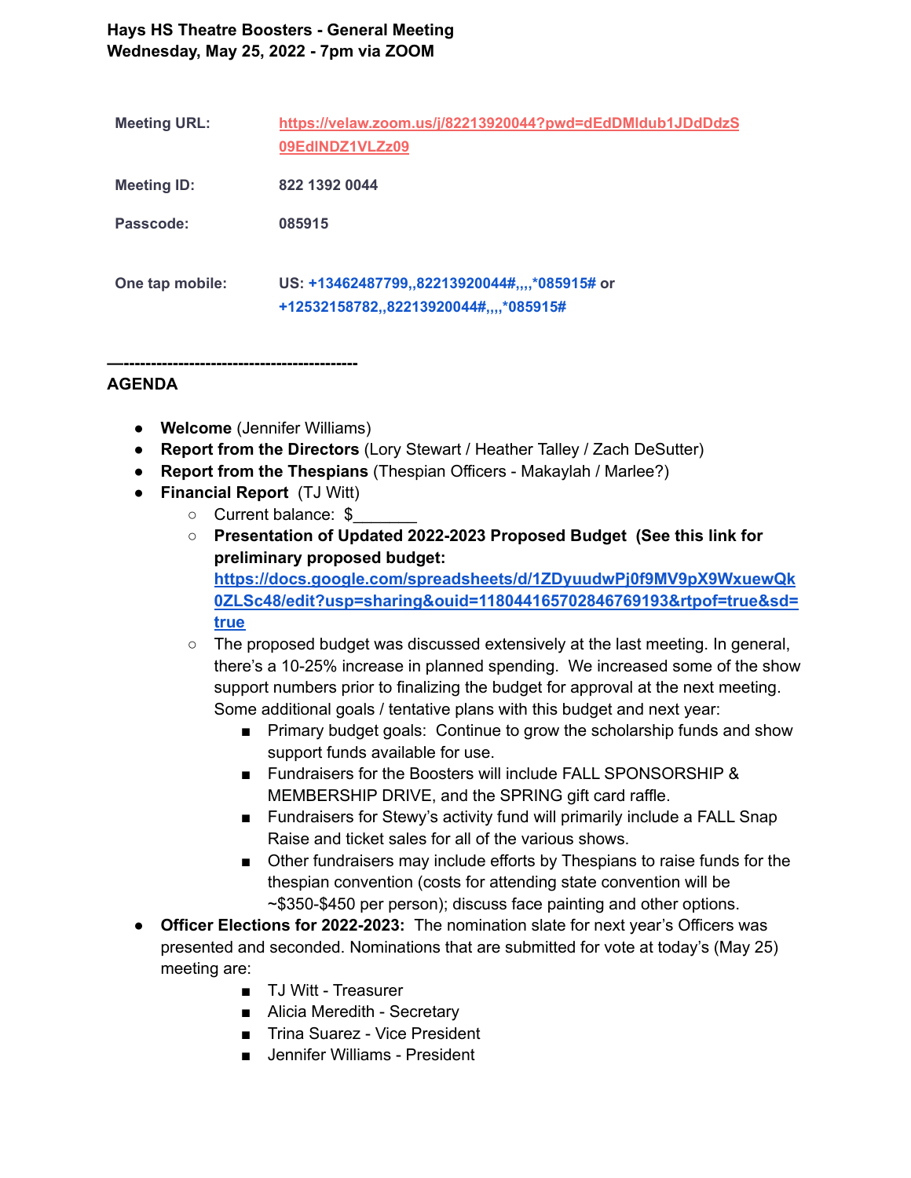**Hays HS Theatre Boosters - General Meeting**
**Wednesday, May 25, 2022 - 7pm via ZOOM**

| | |
|---|---|
| **Meeting URL:** | https://velaw.zoom.us/j/82213920044?pwd=dEdDMldub1JDdDdzS09EdlNDZ1VLZz09 |
| **Meeting ID:** | 822 1392 0044 |
| **Passcode:** | 085915 |
| **One tap mobile:** | US: +13462487799,,82213920044#,,,,*085915# or +12532158782,,82213920044#,,,,*085915# |

—--------------------------------------------

**AGENDA**

- **Welcome** (Jennifer Williams)
- **Report from the Directors** (Lory Stewart / Heather Talley / Zach DeSutter)
- **Report from the Thespians** (Thespian Officers - Makaylah / Marlee?)
- **Financial Report** (TJ Witt)
  - Current balance: $_______
  - **Presentation of Updated 2022-2023 Proposed Budget (See this link for preliminary proposed budget: https://docs.google.com/spreadsheets/d/1ZDyuudwPj0f9MV9pX9WxuewQk0ZLSc48/edit?usp=sharing&ouid=118044165702846769193&rtpof=true&sd=true**
  - The proposed budget was discussed extensively at the last meeting. In general, there's a 10-25% increase in planned spending. We increased some of the show support numbers prior to finalizing the budget for approval at the next meeting. Some additional goals / tentative plans with this budget and next year:
    - Primary budget goals: Continue to grow the scholarship funds and show support funds available for use.
    - Fundraisers for the Boosters will include FALL SPONSORSHIP & MEMBERSHIP DRIVE, and the SPRING gift card raffle.
    - Fundraisers for Stewy's activity fund will primarily include a FALL Snap Raise and ticket sales for all of the various shows.
    - Other fundraisers may include efforts by Thespians to raise funds for the thespian convention (costs for attending state convention will be ~$350-$450 per person); discuss face painting and other options.
- **Officer Elections for 2022-2023:** The nomination slate for next year's Officers was presented and seconded. Nominations that are submitted for vote at today's (May 25) meeting are:
  - TJ Witt - Treasurer
  - Alicia Meredith - Secretary
  - Trina Suarez - Vice President
  - Jennifer Williams - President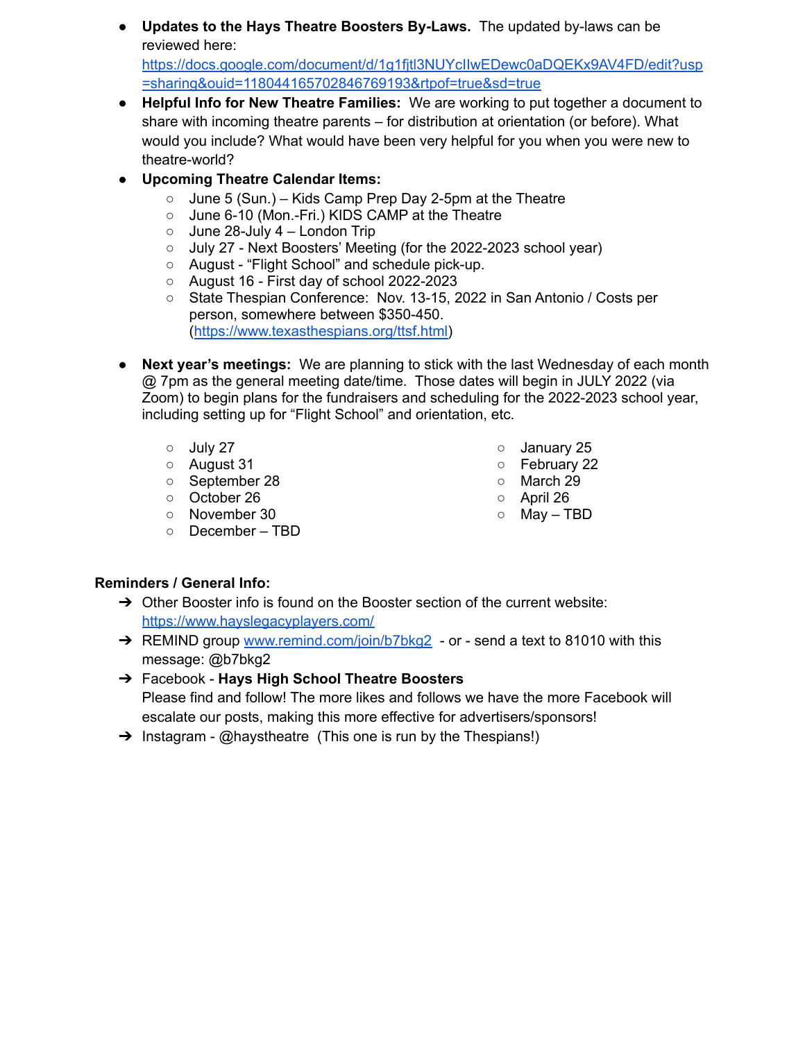- **Updates to the Hays Theatre Boosters By-Laws.** The updated by-laws can be reviewed here: https://docs.google.com/document/d/1g1fjtl3NUYcIlwEDewc0aDQEKx9AV4FD/edit?usp=sharing&ouid=118044165702846769193&rtpof=true&sd=true
- **Helpful Info for New Theatre Families:** We are working to put together a document to share with incoming theatre parents – for distribution at orientation (or before). What would you include? What would have been very helpful for you when you were new to theatre-world?
- **Upcoming Theatre Calendar Items:**
  - June 5 (Sun.) – Kids Camp Prep Day 2-5pm at the Theatre
  - June 6-10 (Mon.-Fri.) KIDS CAMP at the Theatre
  - June 28-July 4 – London Trip
  - July 27 - Next Boosters' Meeting (for the 2022-2023 school year)
  - August - "Flight School" and schedule pick-up.
  - August 16 - First day of school 2022-2023
  - State Thespian Conference: Nov. 13-15, 2022 in San Antonio / Costs per person, somewhere between $350-450. (https://www.texasthespians.org/ttsf.html)

- **Next year's meetings:** We are planning to stick with the last Wednesday of each month @ 7pm as the general meeting date/time. Those dates will begin in JULY 2022 (via Zoom) to begin plans for the fundraisers and scheduling for the 2022-2023 school year, including setting up for "Flight School" and orientation, etc.
  - July 27
  - August 31
  - September 28
  - October 26
  - November 30
  - December – TBD
  - January 25
  - February 22
  - March 29
  - April 26
  - May – TBD

**Reminders / General Info:**

- Other Booster info is found on the Booster section of the current website: https://www.hayslegacyplayers.com/
- REMIND group www.remind.com/join/b7bkg2 - or - send a text to 81010 with this message: @b7bkg2
- Facebook - **Hays High School Theatre Boosters**
  Please find and follow! The more likes and follows we have the more Facebook will escalate our posts, making this more effective for advertisers/sponsors!
- Instagram - @haystheatre (This one is run by the Thespians!)